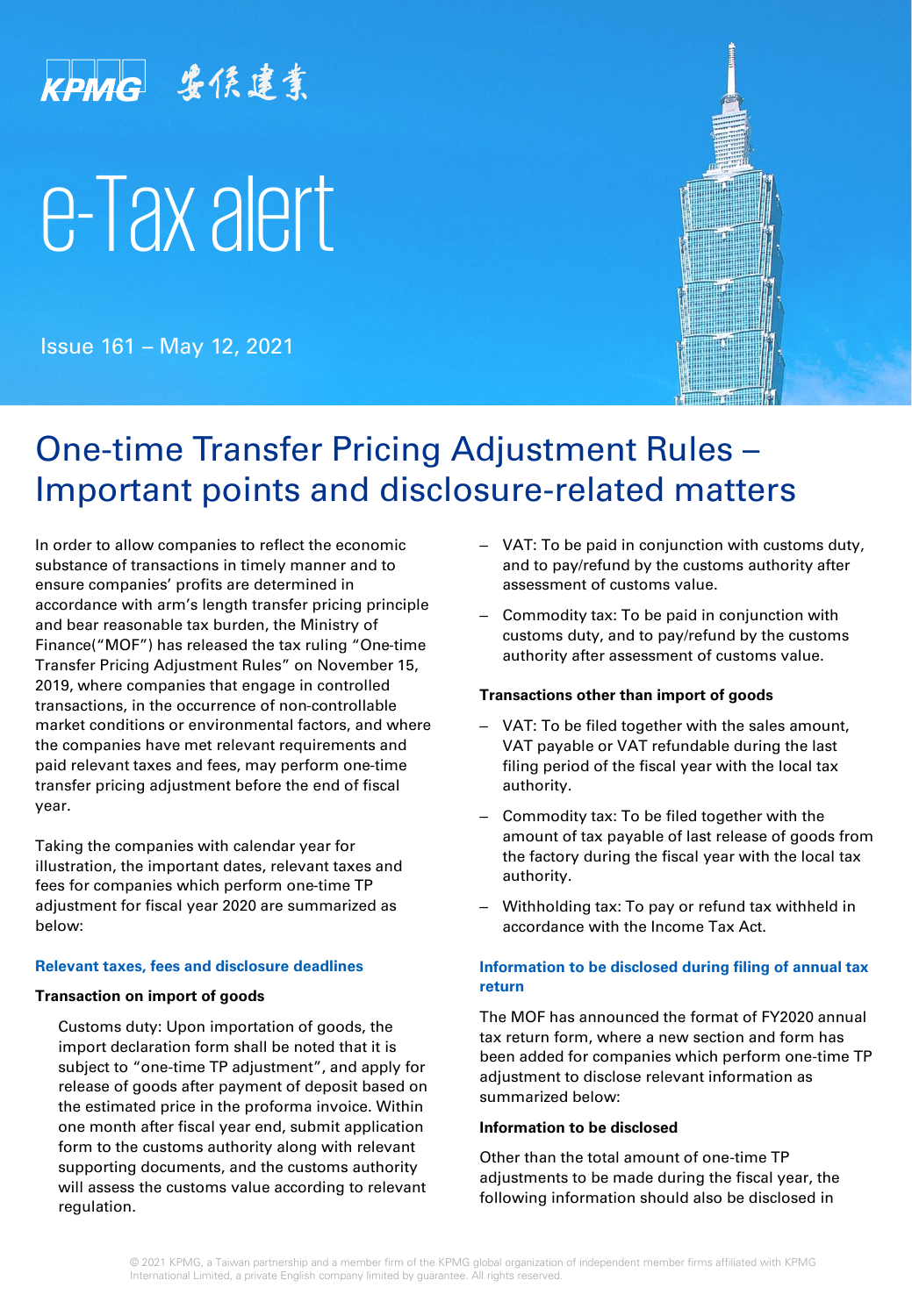KPMG 安侯建業

# e-Tax alert

Issue 161 – May 12, 2021

## One-time Transfer Pricing Adjustment Rules – Important points and disclosure-related matters

In order to allow companies to reflect the economic substance of transactions in timely manner and to ensure companies' profits are determined in accordance with arm's length transfer pricing principle and bear reasonable tax burden, the Ministry of Finance("MOF") has released the tax ruling "One-time Transfer Pricing Adjustment Rules" on November 15, 2019, where companies that engage in controlled transactions, in the occurrence of non-controllable market conditions or environmental factors, and where the companies have met relevant requirements and paid relevant taxes and fees, may perform one-time transfer pricing adjustment before the end of fiscal year.

Taking the companies with calendar year for illustration, the important dates, relevant taxes and fees for companies which perform one-time TP adjustment for fiscal year 2020 are summarized as below:

### Relevant taxes, fees and disclosure deadlines

**Transaction on import of goods**

Customs duty: Upon importation of goods, the import declaration form shall be noted that it is subject to "one-time TP adjustment", and apply for release of goods after payment of deposit based on the estimated price in the proforma invoice. Within one month after fiscal year end, submit application form to the customs authority along with relevant supporting documents, and the customs authority will assess the customs value according to relevant regulation.

- VAT: To be paid in conjunction with customs duty, and to pay/refund by the customs authority after assessment of customs value.
- Commodity tax: To be paid in conjunction with customs duty, and to pay/refund by the customs authority after assessment of customs value.

**Transactions other than import of goods**

- VAT: To be filed together with the sales amount, VAT payable or VAT refundable during the last filing period of the fiscal year with the local tax authority.
- Commodity tax: To be filed together with the amount of tax payable of last release of goods from the factory during the fiscal year with the local tax authority.
- Withholding tax: To pay or refund tax withheld in accordance with the Income Tax Act.

### Information to be disclosed during filing of annual tax return

The MOF has announced the format of FY2020 annual tax return form, where a new section and form has been added for companies which perform one-time TP adjustment to disclose relevant information as summarized below:

**Information to be disclosed**

Other than the total amount of one-time TP adjustments to be made during the fiscal year, the following information should also be disclosed in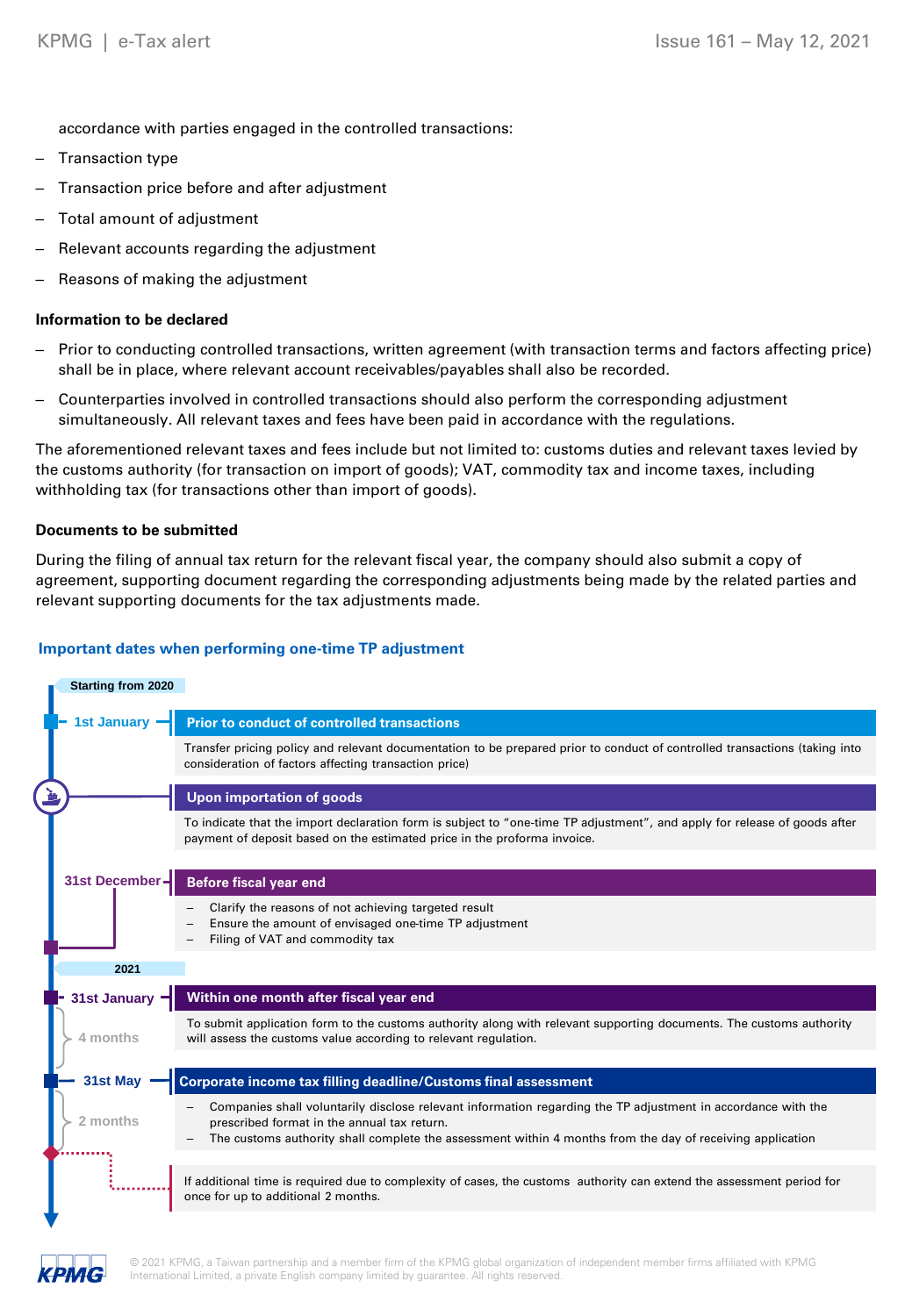accordance with parties engaged in the controlled transactions:

- Transaction type
- Transaction price before and after adjustment
- Total amount of adjustment
- Relevant accounts regarding the adjustment
- Reasons of making the adjustment

**Information to be declared**

- Prior to conducting controlled transactions, written agreement (with transaction terms and factors affecting price) shall be in place, where relevant account receivables/payables shall also be recorded.
- Counterparties involved in controlled transactions should also perform the corresponding adjustment simultaneously. All relevant taxes and fees have been paid in accordance with the regulations.

The aforementioned relevant taxes and fees include but not limited to: customs duties and relevant taxes levied by the customs authority (for transaction on import of goods); VAT, commodity tax and income taxes, including withholding tax (for transactions other than import of goods).

**Documents to be submitted**

During the filing of annual tax return for the relevant fiscal year, the company should also submit a copy of agreement, supporting document regarding the corresponding adjustments being made by the related parties and relevant supporting documents for the tax adjustments made.

## Important dates when performing one-time TP adjustment

**Starting from 2020**

**1st January — Prior to conduct of controlled transactions**

Transfer pricing policy and relevant documentation to be prepared prior to conduct of controlled transactions (taking into consideration of factors affecting transaction price)

**Upon importation of goods**

To indicate that the import declaration form is subject to "one-time TP adjustment", and apply for release of goods after payment of deposit based on the estimated price in the proforma invoice.

**31st December — Before fiscal year end**

- Clarify the reasons of not achieving targeted result
- Ensure the amount of envisaged one-time TP adjustment
- Filing of VAT and commodity tax

**2021**

**31st January — Within one month after fiscal year end**

To submit application form to the customs authority along with relevant supporting documents. The customs authority will assess the customs value according to relevant regulation.

4 months

**31st May — Corporate income tax filling deadline/Customs final assessment**

- Companies shall voluntarily disclose relevant information regarding the TP adjustment in accordance with the prescribed format in the annual tax return.
- The customs authority shall complete the assessment within 4 months from the day of receiving application

2 months

If additional time is required due to complexity of cases, the customs authority can extend the assessment period for once for up to additional 2 months.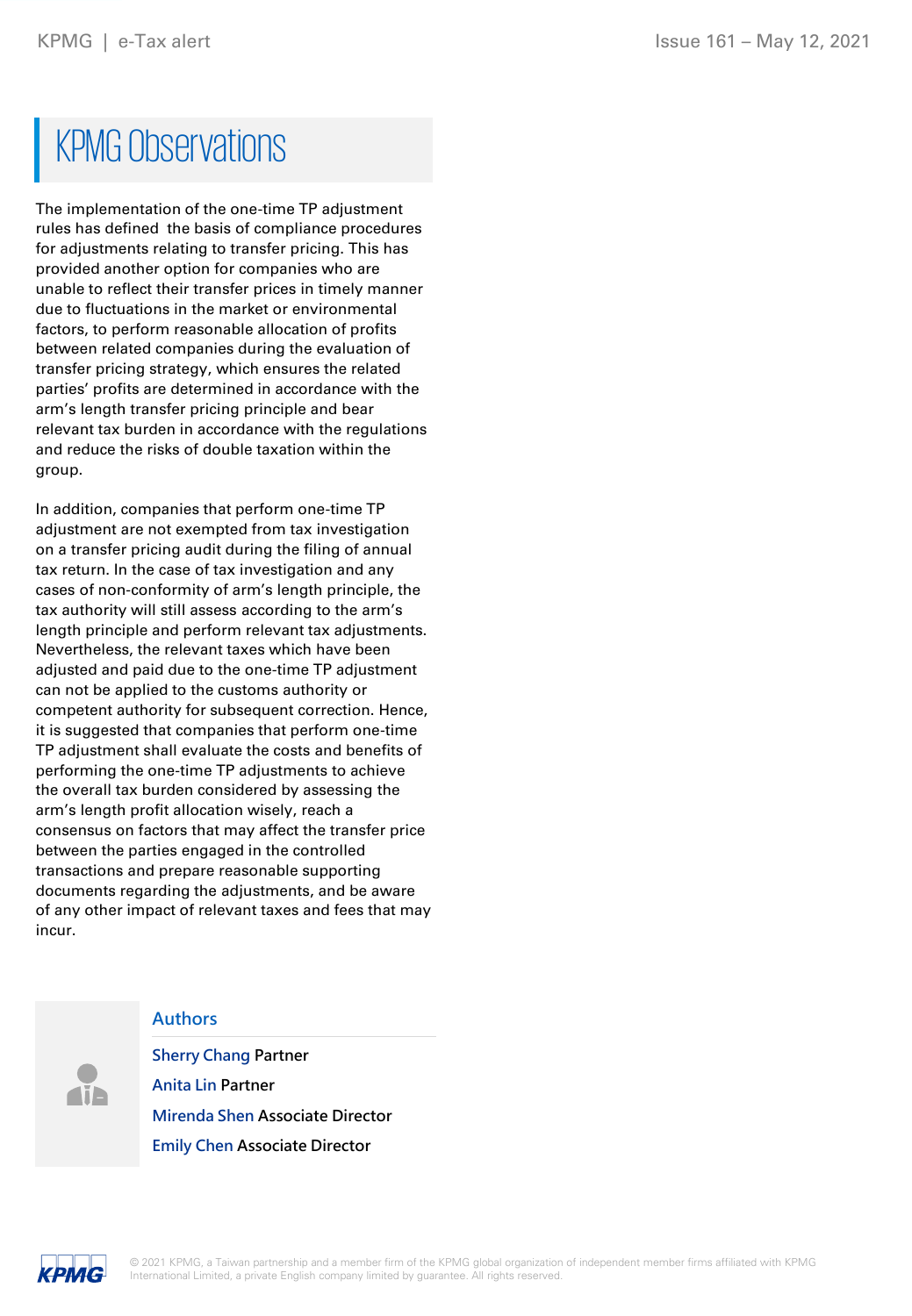# KPMG Observations

The implementation of the one-time TP adjustment rules has defined the basis of compliance procedures for adjustments relating to transfer pricing. This has provided another option for companies who are unable to reflect their transfer prices in timely manner due to fluctuations in the market or environmental factors, to perform reasonable allocation of profits between related companies during the evaluation of transfer pricing strategy, which ensures the related parties' profits are determined in accordance with the arm's length transfer pricing principle and bear relevant tax burden in accordance with the regulations and reduce the risks of double taxation within the group.

In addition, companies that perform one-time TP adjustment are not exempted from tax investigation on a transfer pricing audit during the filing of annual tax return. In the case of tax investigation and any cases of non-conformity of arm's length principle, the tax authority will still assess according to the arm's length principle and perform relevant tax adjustments. Nevertheless, the relevant taxes which have been adjusted and paid due to the one-time TP adjustment can not be applied to the customs authority or competent authority for subsequent correction. Hence, it is suggested that companies that perform one-time TP adjustment shall evaluate the costs and benefits of performing the one-time TP adjustments to achieve the overall tax burden considered by assessing the arm's length profit allocation wisely, reach a consensus on factors that may affect the transfer price between the parties engaged in the controlled transactions and prepare reasonable supporting documents regarding the adjustments, and be aware of any other impact of relevant taxes and fees that may incur.

## Authors

Sherry Chang Partner

Anita Lin Partner

Mirenda Shen Associate Director

Emily Chen Associate Director

© 2021 KPMG, a Taiwan partnership and a member firm of the KPMG global organization of independent member firms affiliated with KPMG International Limited, a private English company limited by guarantee. All rights reserved.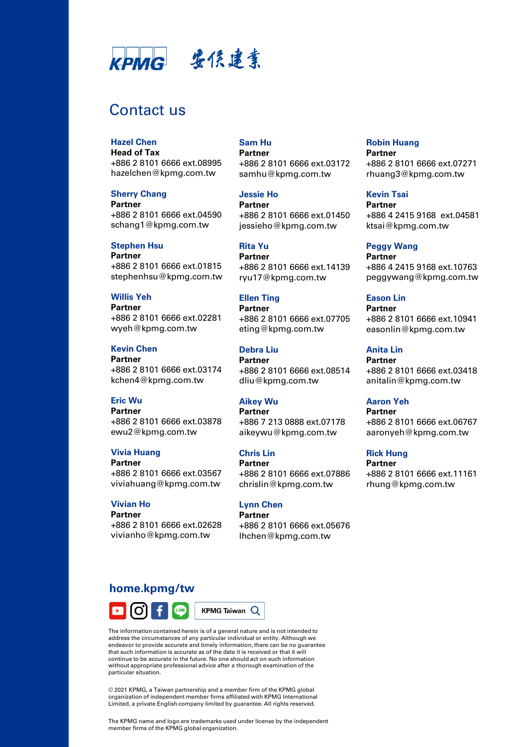KPMG 安侯建業

## Contact us

**Hazel Chen**
**Head of Tax**
+886 2 8101 6666 ext.08995
hazelchen@kpmg.com.tw

**Sherry Chang**
**Partner**
+886 2 8101 6666 ext.04590
schang1@kpmg.com.tw

**Stephen Hsu**
**Partner**
+886 2 8101 6666 ext.01815
stephenhsu@kpmg.com.tw

**Willis Yeh**
**Partner**
+886 2 8101 6666 ext.02281
wyeh@kpmg.com.tw

**Kevin Chen**
**Partner**
+886 2 8101 6666 ext.03174
kchen4@kpmg.com.tw

**Eric Wu**
**Partner**
+886 2 8101 6666 ext.03878
ewu2@kpmg.com.tw

**Vivia Huang**
**Partner**
+886 2 8101 6666 ext.03567
viviahuang@kpmg.com.tw

**Vivian Ho**
**Partner**
+886 2 8101 6666 ext.02628
vivianho@kpmg.com.tw

**Sam Hu**
**Partner**
+886 2 8101 6666 ext.03172
samhu@kpmg.com.tw

**Jessie Ho**
**Partner**
+886 2 8101 6666 ext.01450
jessieho@kpmg.com.tw

**Rita Yu**
**Partner**
+886 2 8101 6666 ext.14139
ryu17@kpmg.com.tw

**Ellen Ting**
**Partner**
+886 2 8101 6666 ext.07705
eting@kpmg.com.tw

**Debra Liu**
**Partner**
+886 2 8101 6666 ext.08514
dliu@kpmg.com.tw

**Aikey Wu**
**Partner**
+886 7 213 0888 ext.07178
aikeywu@kpmg.com.tw

**Chris Lin**
**Partner**
+886 2 8101 6666 ext.07886
chrislin@kpmg.com.tw

**Lynn Chen**
**Partner**
+886 2 8101 6666 ext.05676
lhchen@kpmg.com.tw

**Robin Huang**
**Partner**
+886 2 8101 6666 ext.07271
rhuang3@kpmg.com.tw

**Kevin Tsai**
**Partner**
+886 4 2415 9168 ext.04581
ktsai@kpmg.com.tw

**Peggy Wang**
**Partner**
+886 4 2415 9168 ext.10763
peggywang@kpmg.com.tw

**Eason Lin**
**Partner**
+886 2 8101 6666 ext.10941
easonlin@kpmg.com.tw

**Anita Lin**
**Partner**
+886 2 8101 6666 ext.03418
anitalin@kpmg.com.tw

**Aaron Yeh**
**Partner**
+886 2 8101 6666 ext.06767
aaronyeh@kpmg.com.tw

**Rick Hung**
**Partner**
+886 2 8101 6666 ext.11161
rhung@kpmg.com.tw

**home.kpmg/tw**

KPMG Taiwan

The information contained herein is of a general nature and is not intended to address the circumstances of any particular individual or entity. Although we endeavor to provide accurate and timely information, there can be no guarantee that such information is accurate as of the date it is received or that it will continue to be accurate in the future. No one should act on such information without appropriate professional advice after a thorough examination of the particular situation.

© 2021 KPMG, a Taiwan partnership and a member firm of the KPMG global organization of independent member firms affiliated with KPMG International Limited, a private English company limited by guarantee. All rights reserved.

The KPMG name and logo are trademarks used under license by the independent member firms of the KPMG global organization.